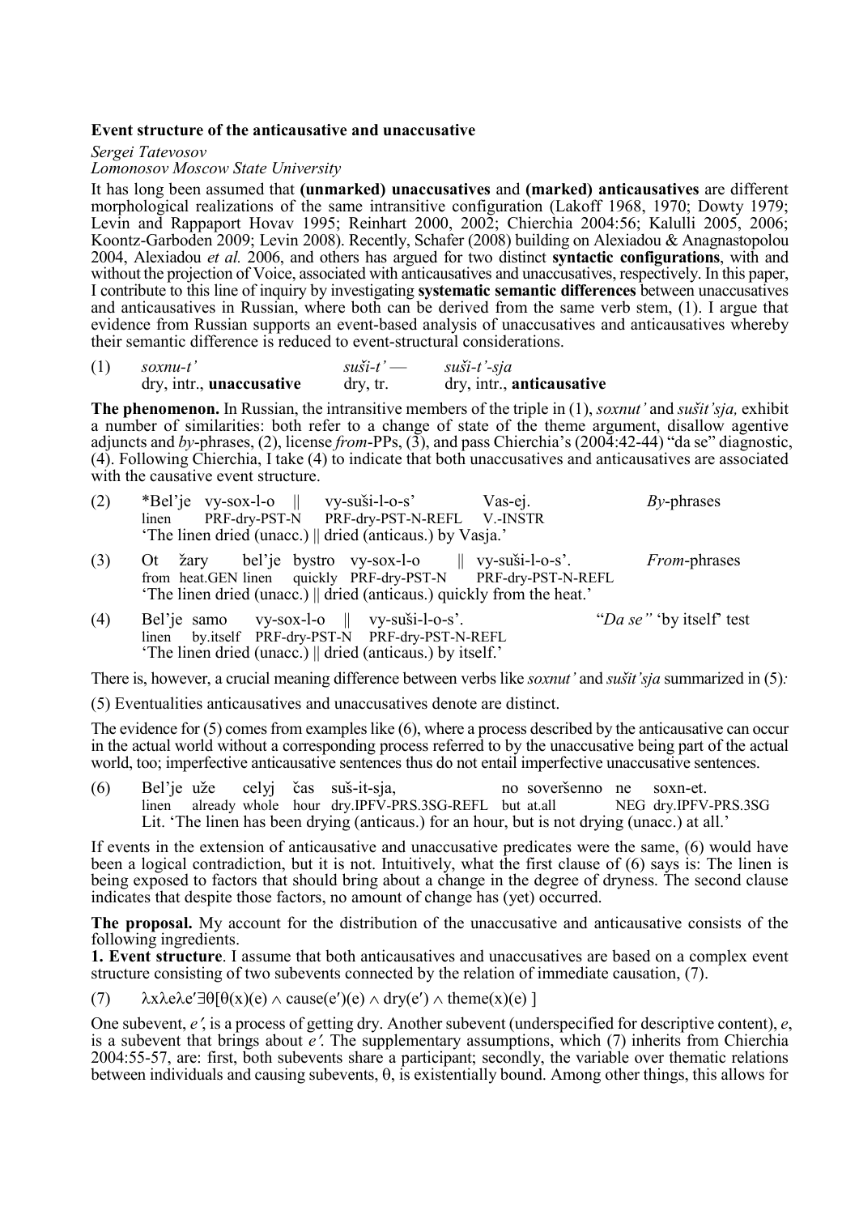**Event structure of the anticausative and unaccusative**

*Sergei Tatevosov*
*Lomonosov Moscow State University*

It has long been assumed that **(unmarked) unaccusatives** and **(marked) anticausatives** are different morphological realizations of the same intransitive configuration (Lakoff 1968, 1970; Dowty 1979; Levin and Rappaport Hovav 1995; Reinhart 2000, 2002; Chierchia 2004:56; Kalulli 2005, 2006; Koontz-Garboden 2009; Levin 2008). Recently, Schafer (2008) building on Alexiadou & Anagnastopolou 2004, Alexiadou *et al.* 2006, and others has argued for two distinct **syntactic configurations**, with and without the projection of Voice, associated with anticausatives and unaccusatives, respectively. In this paper, I contribute to this line of inquiry by investigating **systematic semantic differences** between unaccusatives and anticausatives in Russian, where both can be derived from the same verb stem, (1). I argue that evidence from Russian supports an event-based analysis of unaccusatives and anticausatives whereby their semantic difference is reduced to event-structural considerations.

(1) *soxnu-t'* — dry, intr., **unaccusative** &nbsp;&nbsp;&nbsp; *suši-t'* — dry, tr. &nbsp;&nbsp;&nbsp; *suši-t'-sja* — dry, intr., **anticausative**

**The phenomenon.** In Russian, the intransitive members of the triple in (1), *soxnut'* and *sušit'sja,* exhibit a number of similarities: both refer to a change of state of the theme argument, disallow agentive adjuncts and *by*-phrases, (2), license *from*-PPs, (3), and pass Chierchia's (2004:42-44) "da se" diagnostic, (4). Following Chierchia, I take (4) to indicate that both unaccusatives and anticausatives are associated with the causative event structure.

(2) \*Bel'je vy-sox-l-o || vy-suši-l-o-s' Vas-ej. &nbsp;&nbsp;&nbsp; *By*-phrases
linen PRF-dry-PST-N PRF-dry-PST-N-REFL V.-INSTR
'The linen dried (unacc.) || dried (anticaus.) by Vasja.'

(3) Ot žary bel'je bystro vy-sox-l-o || vy-suši-l-o-s'. &nbsp;&nbsp;&nbsp; *From*-phrases
from heat.GEN linen quickly PRF-dry-PST-N PRF-dry-PST-N-REFL
'The linen dried (unacc.) || dried (anticaus.) quickly from the heat.'

(4) Bel'je samo vy-sox-l-o || vy-suši-l-o-s'. &nbsp;&nbsp;&nbsp; "*Da se"* 'by itself' test
linen by.itself PRF-dry-PST-N PRF-dry-PST-N-REFL
'The linen dried (unacc.) || dried (anticaus.) by itself.'

There is, however, a crucial meaning difference between verbs like *soxnut'* and *sušit'sja* summarized in (5)*:*

(5) Eventualities anticausatives and unaccusatives denote are distinct.

The evidence for (5) comes from examples like (6), where a process described by the anticausative can occur in the actual world without a corresponding process referred to by the unaccusative being part of the actual world, too; imperfective anticausative sentences thus do not entail imperfective unaccusative sentences.

(6) Bel'je uže celyj čas suš-it-sja, no soveršenno ne soxn-et.
linen already whole hour dry.IPFV-PRS.3SG-REFL but at.all NEG dry.IPFV-PRS.3SG
Lit. 'The linen has been drying (anticaus.) for an hour, but is not drying (unacc.) at all.'

If events in the extension of anticausative and unaccusative predicates were the same, (6) would have been a logical contradiction, but it is not. Intuitively, what the first clause of (6) says is: The linen is being exposed to factors that should bring about a change in the degree of dryness. The second clause indicates that despite those factors, no amount of change has (yet) occurred.

**The proposal.** My account for the distribution of the unaccusative and anticausative consists of the following ingredients.
**1. Event structure**. I assume that both anticausatives and unaccusatives are based on a complex event structure consisting of two subevents connected by the relation of immediate causation, (7).

(7) $\lambda x \lambda e \lambda e' \exists \theta [\theta(x)(e) \wedge \text{cause}(e')(e) \wedge \text{dry}(e') \wedge \text{theme}(x)(e)]$

One subevent, *e′*, is a process of getting dry. Another subevent (underspecified for descriptive content), *e*, is a subevent that brings about *e′.* The supplementary assumptions, which (7) inherits from Chierchia 2004:55-57, are: first, both subevents share a participant; secondly, the variable over thematic relations between individuals and causing subevents, θ, is existentially bound. Among other things, this allows for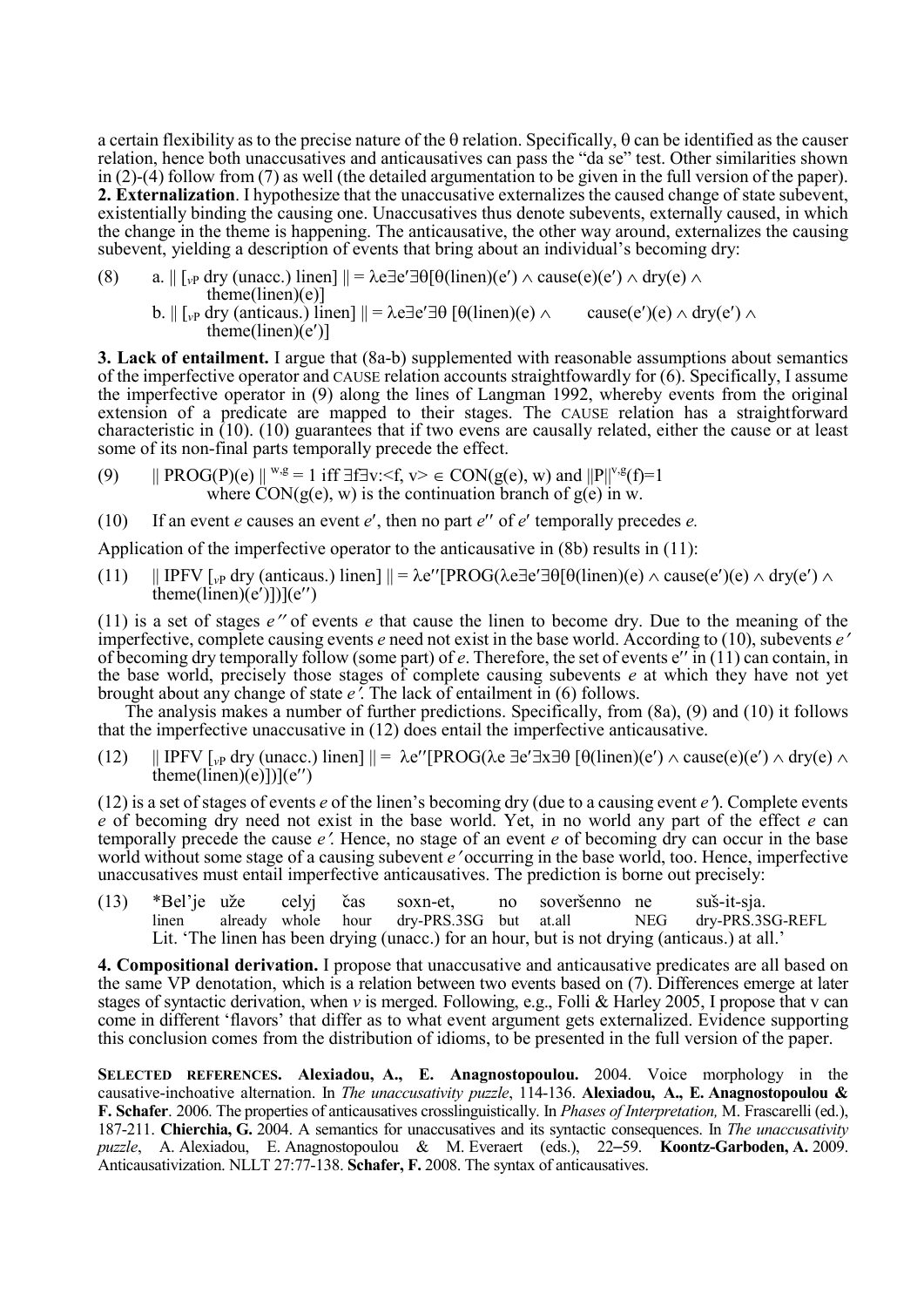a certain flexibility as to the precise nature of the θ relation. Specifically, θ can be identified as the causer relation, hence both unaccusatives and anticausatives can pass the "da se" test. Other similarities shown in (2)-(4) follow from (7) as well (the detailed argumentation to be given in the full version of the paper).
**2. Externalization**. I hypothesize that the unaccusative externalizes the caused change of state subevent, existentially binding the causing one. Unaccusatives thus denote subevents, externally caused, in which the change in the theme is happening. The anticausative, the other way around, externalizes the causing subevent, yielding a description of events that bring about an individual's becoming dry:

(8) a. $\| [_{vP}$ dry (unacc.) linen$] \| = \lambda e \exists e' \exists \theta [\theta(\text{linen})(e') \wedge \text{cause}(e)(e') \wedge \text{dry}(e) \wedge \text{theme}(\text{linen})(e)]$
b. $\| [_{vP}$ dry (anticaus.) linen$] \| = \lambda e \exists e' \exists \theta\ [\theta(\text{linen})(e) \wedge \text{cause}(e')(e) \wedge \text{dry}(e') \wedge \text{theme}(\text{linen})(e')]$

**3. Lack of entailment.** I argue that (8a-b) supplemented with reasonable assumptions about semantics of the imperfective operator and CAUSE relation accounts straightfowardly for (6). Specifically, I assume the imperfective operator in (9) along the lines of Langman 1992, whereby events from the original extension of a predicate are mapped to their stages. The CAUSE relation has a straightforward characteristic in (10). (10) guarantees that if two evens are causally related, either the cause or at least some of its non-final parts temporally precede the effect.

(9) $\| \text{PROG}(P)(e) \|^{w,g} = 1$ iff $\exists f \exists v{:}\langle f, v\rangle \in \text{CON}(g(e), w)$ and $\|P\|^{v,g}(f)=1$
where $\text{CON}(g(e), w)$ is the continuation branch of $g(e)$ in w.

(10) If an event *e* causes an event *e′*, then no part *e″* of *e′* temporally precedes *e.*

Application of the imperfective operator to the anticausative in (8b) results in (11):

(11) $\| \text{IPFV} [_{vP}$ dry (anticaus.) linen$] \| = \lambda e''[\text{PROG}(\lambda e \exists e' \exists \theta[\theta(\text{linen})(e) \wedge \text{cause}(e')(e) \wedge \text{dry}(e') \wedge \text{theme}(\text{linen})(e')])](e'')$

(11) is a set of stages *e″* of events *e* that cause the linen to become dry. Due to the meaning of the imperfective, complete causing events *e* need not exist in the base world. According to (10), subevents *e′* of becoming dry temporally follow (some part) of *e*. Therefore, the set of events e″ in (11) can contain, in the base world, precisely those stages of complete causing subevents *e* at which they have not yet brought about any change of state *e′*. The lack of entailment in (6) follows.

The analysis makes a number of further predictions. Specifically, from (8a), (9) and (10) it follows that the imperfective unaccusative in (12) does entail the imperfective anticausative.

(12) $\| \text{IPFV} [_{vP}$ dry (unacc.) linen$] \| = \lambda e''[\text{PROG}(\lambda e\ \exists e' \exists x \exists \theta\ [\theta(\text{linen})(e') \wedge \text{cause}(e)(e') \wedge \text{dry}(e) \wedge \text{theme}(\text{linen})(e)])](e'')$

(12) is a set of stages of events *e* of the linen's becoming dry (due to a causing event *e′*). Complete events *e* of becoming dry need not exist in the base world. Yet, in no world any part of the effect *e* can temporally precede the cause *e′*. Hence, no stage of an event *e* of becoming dry can occur in the base world without some stage of a causing subevent *e′* occurring in the base world, too. Hence, imperfective unaccusatives must entail imperfective anticausatives. The prediction is borne out precisely:

(13) *Bel'je uže celyj čas soxn-et, no soveršenno ne suš-it-sja.
linen already whole hour dry-PRS.3SG but at.all NEG dry-PRS.3SG-REFL
Lit. 'The linen has been drying (unacc.) for an hour, but is not drying (anticaus.) at all.'

**4. Compositional derivation.** I propose that unaccusative and anticausative predicates are all based on the same VP denotation, which is a relation between two events based on (7). Differences emerge at later stages of syntactic derivation, when *v* is merged. Following, e.g., Folli & Harley 2005, I propose that v can come in different 'flavors' that differ as to what event argument gets externalized. Evidence supporting this conclusion comes from the distribution of idioms, to be presented in the full version of the paper.

**SELECTED REFERENCES. Alexiadou, A., E. Anagnostopoulou.** 2004. Voice morphology in the causative-inchoative alternation. In *The unaccusativity puzzle*, 114-136. **Alexiadou, A., E. Anagnostopoulou & F. Schafer**. 2006. The properties of anticausatives crosslinguistically. In *Phases of Interpretation,* M. Frascarelli (ed.), 187-211. **Chierchia, G.** 2004. A semantics for unaccusatives and its syntactic consequences. In *The unaccusativity puzzle*, A. Alexiadou, E. Anagnostopoulou & M. Everaert (eds.), 22–59. **Koontz-Garboden, A.** 2009. Anticausativization. NLLT 27:77-138. **Schafer, F.** 2008. The syntax of anticausatives.